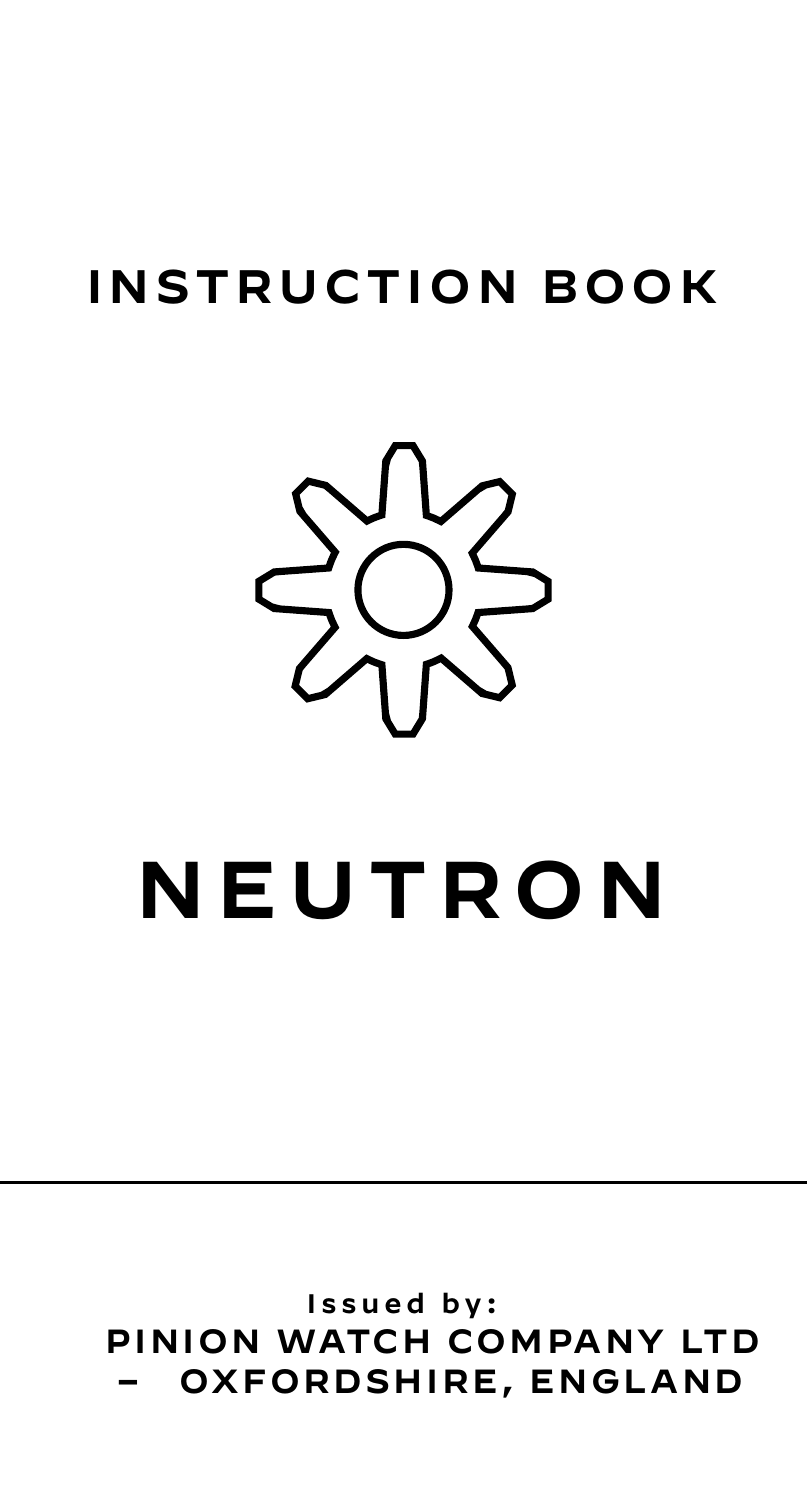## INSTRUCTION BOOK

# NEUTRON

---

**Issued by:**

**PINION WATCH COMPANY LTD**

**– OXFORDSHIRE, ENGLAND**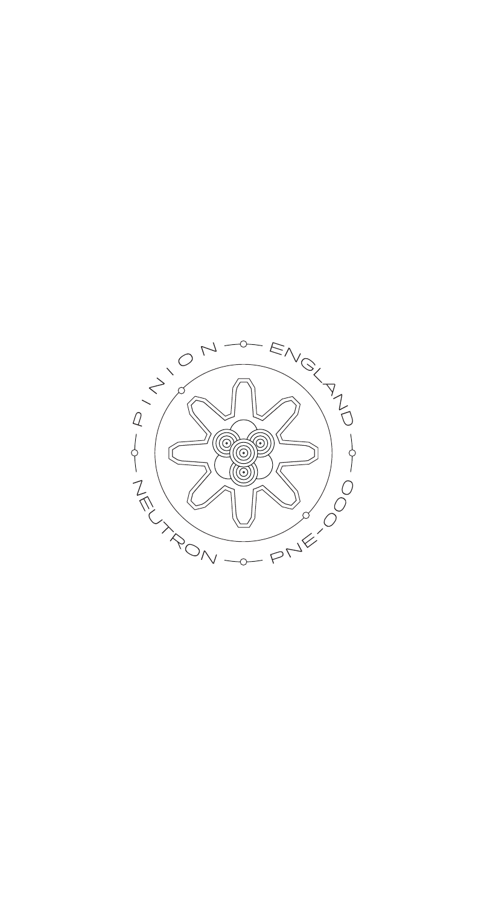PINION — ENGLAND

NEUTRON — PNE-000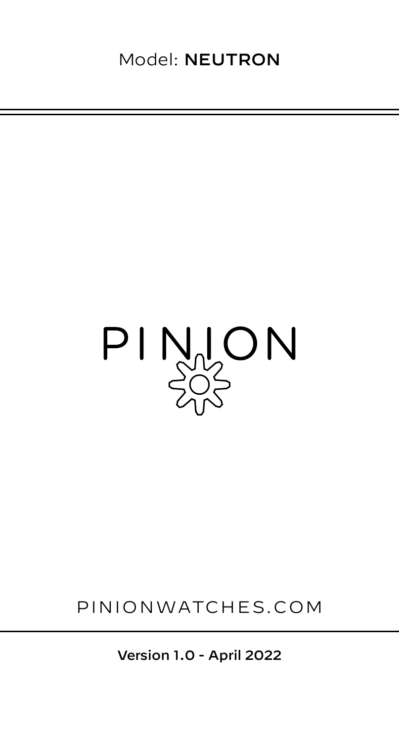Model: **NEUTRON**

---

# PINION

PINIONWATCHES.COM

---

**Version 1.0 - April 2022**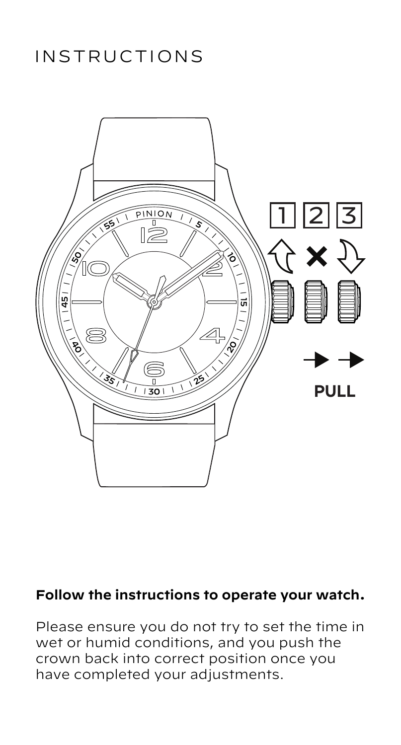# INSTRUCTIONS

**Follow the instructions to operate your watch.**

Please ensure you do not try to set the time in wet or humid conditions, and you push the crown back into correct position once you have completed your adjustments.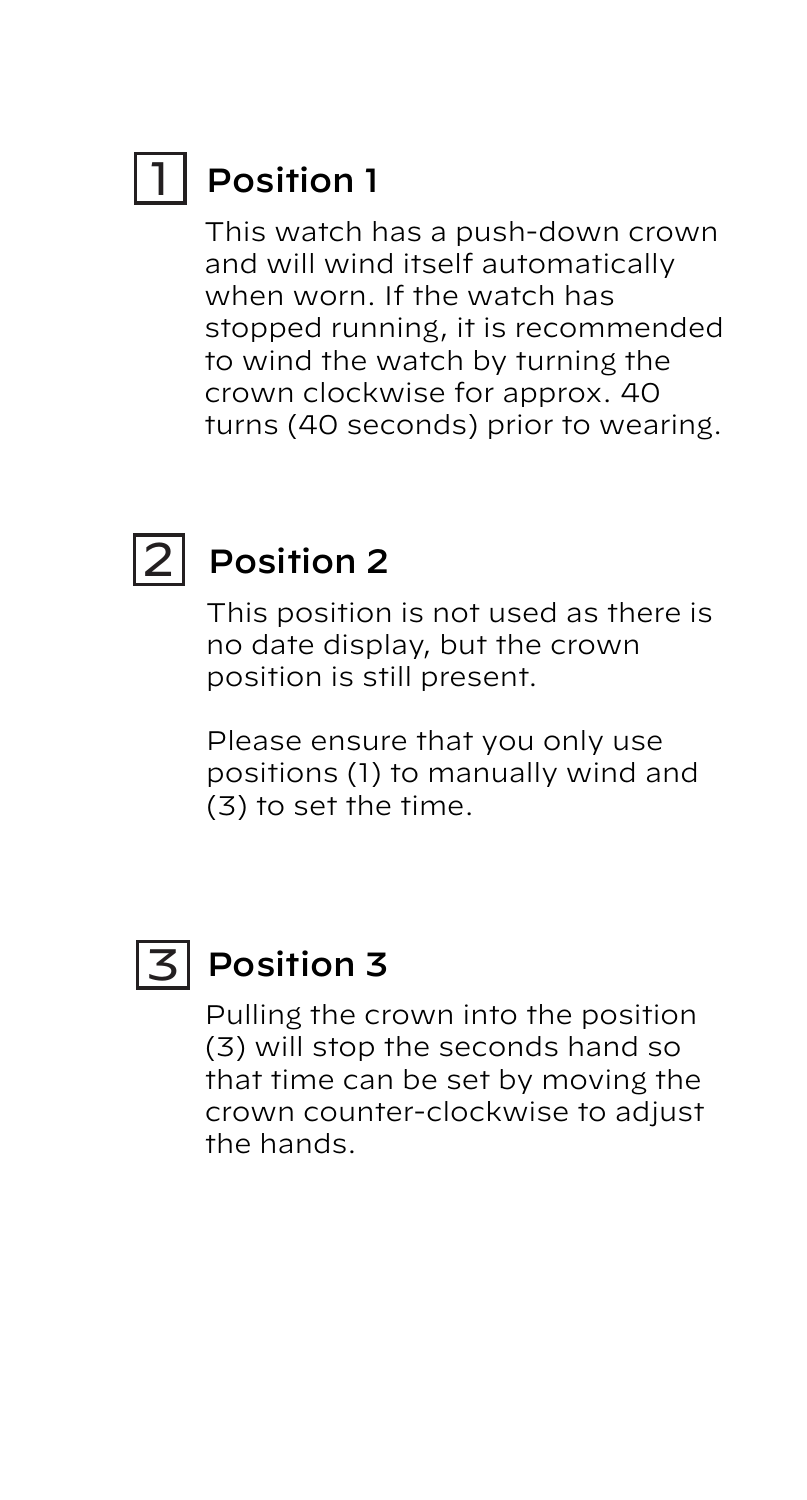## 1 Position 1

This watch has a push-down crown and will wind itself automatically when worn. If the watch has stopped running, it is recommended to wind the watch by turning the crown clockwise for approx. 40 turns (40 seconds) prior to wearing.

## 2 Position 2

This position is not used as there is no date display, but the crown position is still present.

Please ensure that you only use positions (1) to manually wind and (3) to set the time.

## 3 Position 3

Pulling the crown into the position (3) will stop the seconds hand so that time can be set by moving the crown counter-clockwise to adjust the hands.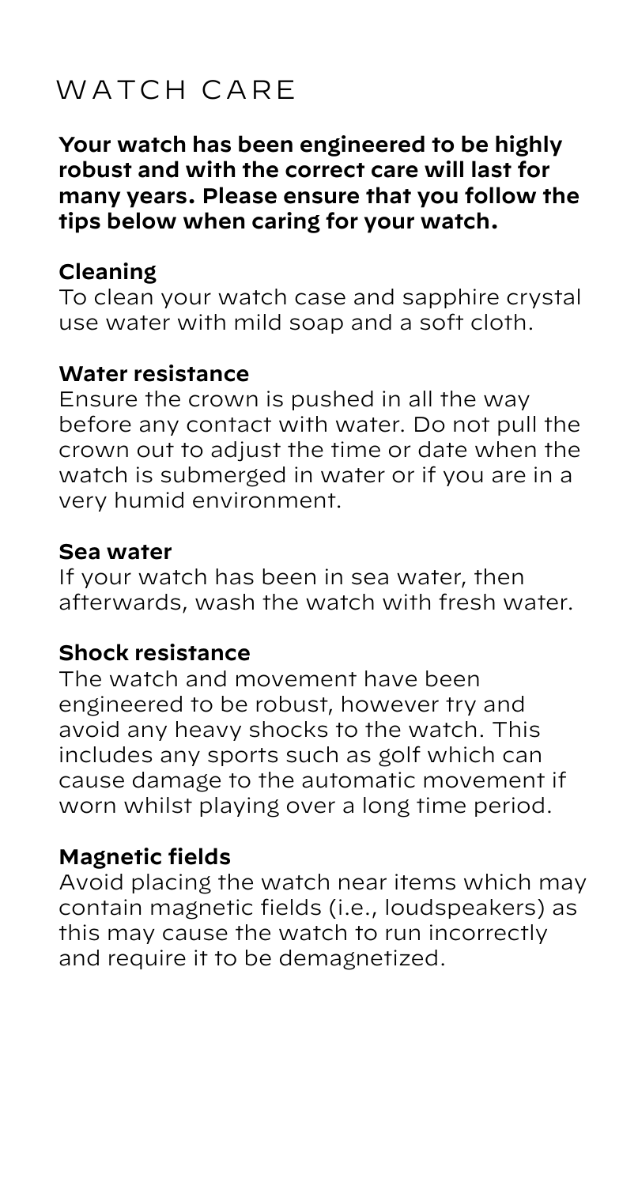# WATCH CARE

**Your watch has been engineered to be highly robust and with the correct care will last for many years. Please ensure that you follow the tips below when caring for your watch.**

### Cleaning

To clean your watch case and sapphire crystal use water with mild soap and a soft cloth.

### Water resistance

Ensure the crown is pushed in all the way before any contact with water. Do not pull the crown out to adjust the time or date when the watch is submerged in water or if you are in a very humid environment.

### Sea water

If your watch has been in sea water, then afterwards, wash the watch with fresh water.

### Shock resistance

The watch and movement have been engineered to be robust, however try and avoid any heavy shocks to the watch. This includes any sports such as golf which can cause damage to the automatic movement if worn whilst playing over a long time period.

### Magnetic fields

Avoid placing the watch near items which may contain magnetic fields (i.e., loudspeakers) as this may cause the watch to run incorrectly and require it to be demagnetized.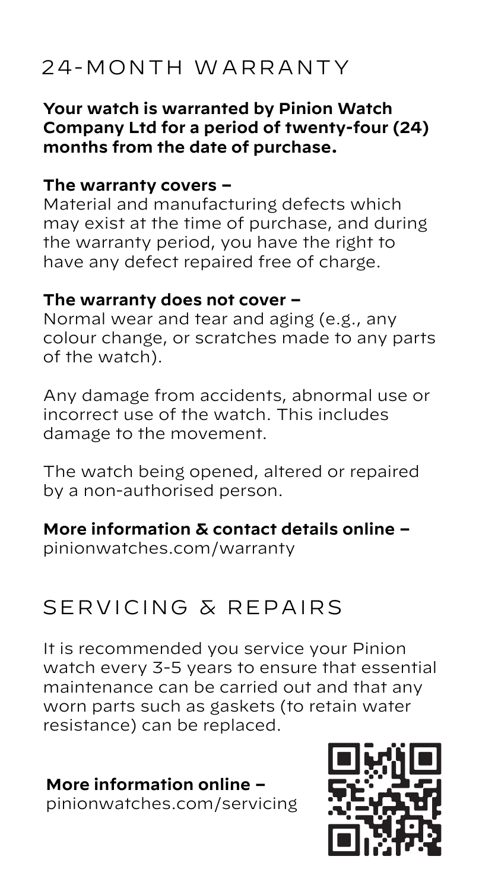# 24-MONTH WARRANTY

**Your watch is warranted by Pinion Watch Company Ltd for a period of twenty-four (24) months from the date of purchase.**

**The warranty covers –**
Material and manufacturing defects which may exist at the time of purchase, and during the warranty period, you have the right to have any defect repaired free of charge.

**The warranty does not cover –**
Normal wear and tear and aging (e.g., any colour change, or scratches made to any parts of the watch).

Any damage from accidents, abnormal use or incorrect use of the watch. This includes damage to the movement.

The watch being opened, altered or repaired by a non-authorised person.

**More information & contact details online –**
pinionwatches.com/warranty

# SERVICING & REPAIRS

It is recommended you service your Pinion watch every 3-5 years to ensure that essential maintenance can be carried out and that any worn parts such as gaskets (to retain water resistance) can be replaced.

**More information online –**
pinionwatches.com/servicing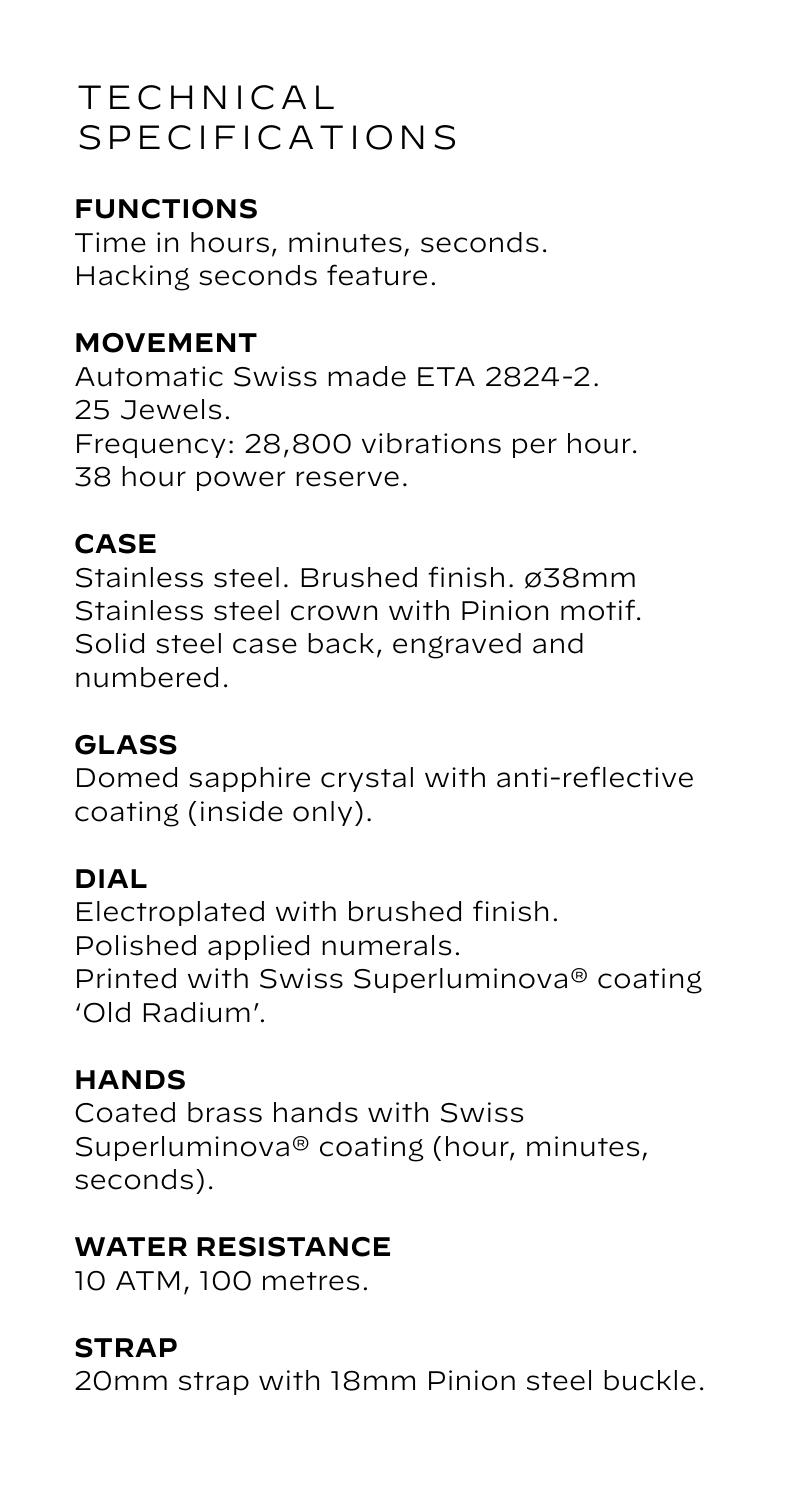# TECHNICAL SPECIFICATIONS

### FUNCTIONS

Time in hours, minutes, seconds.
Hacking seconds feature.

### MOVEMENT

Automatic Swiss made ETA 2824-2.
25 Jewels.
Frequency: 28,800 vibrations per hour.
38 hour power reserve.

### CASE

Stainless steel. Brushed finish. ø38mm
Stainless steel crown with Pinion motif.
Solid steel case back, engraved and numbered.

### GLASS

Domed sapphire crystal with anti-reflective coating (inside only).

### DIAL

Electroplated with brushed finish.
Polished applied numerals.
Printed with Swiss Superluminova® coating 'Old Radium'.

### HANDS

Coated brass hands with Swiss Superluminova® coating (hour, minutes, seconds).

### WATER RESISTANCE

10 ATM, 100 metres.

### STRAP

20mm strap with 18mm Pinion steel buckle.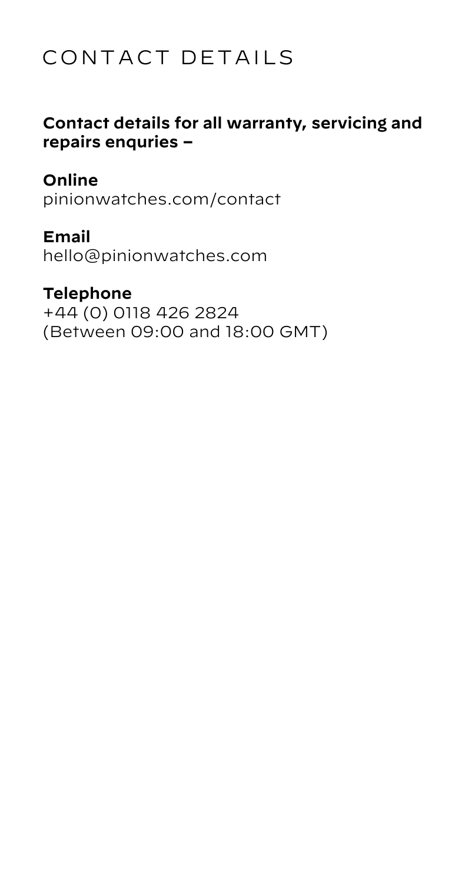# CONTACT DETAILS

**Contact details for all warranty, servicing and repairs enquries –**

**Online**
pinionwatches.com/contact

**Email**
hello@pinionwatches.com

**Telephone**
+44 (0) 0118 426 2824
(Between 09:00 and 18:00 GMT)